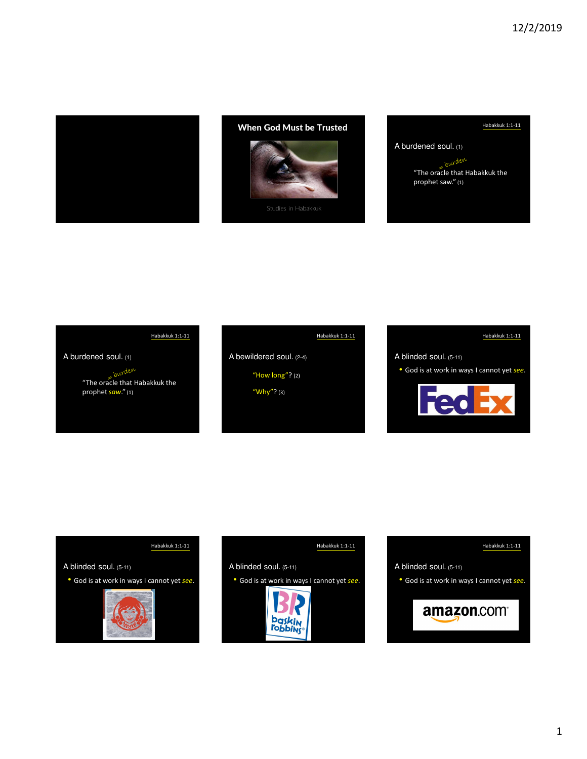## When God Must be Trusted

Studies in Habakkuk

---

Habakkuk 1:1-11

A burdened soul. (1)

= burden

"The oracle that Habakkuk the prophet saw." (1)

---

Habakkuk 1:1-11

A burdened soul. (1)

= burden

"The oracle that Habakkuk the prophet *saw*." (1)

---

Habakkuk 1:1-11

A bewildered soul. (2-4)

"How long"? (2)

"Why"? (3)

---

Habakkuk 1:1-11

A blinded soul. (5-11)

- God is at work in ways I cannot yet *see*.

FedEx

---

Habakkuk 1:1-11

A blinded soul. (5-11)

- God is at work in ways I cannot yet *see*.

---

Habakkuk 1:1-11

A blinded soul. (5-11)

- God is at work in ways I cannot yet *see*.

BR baskin robbins

---

Habakkuk 1:1-11

A blinded soul. (5-11)

- God is at work in ways I cannot yet *see*.

amazon.com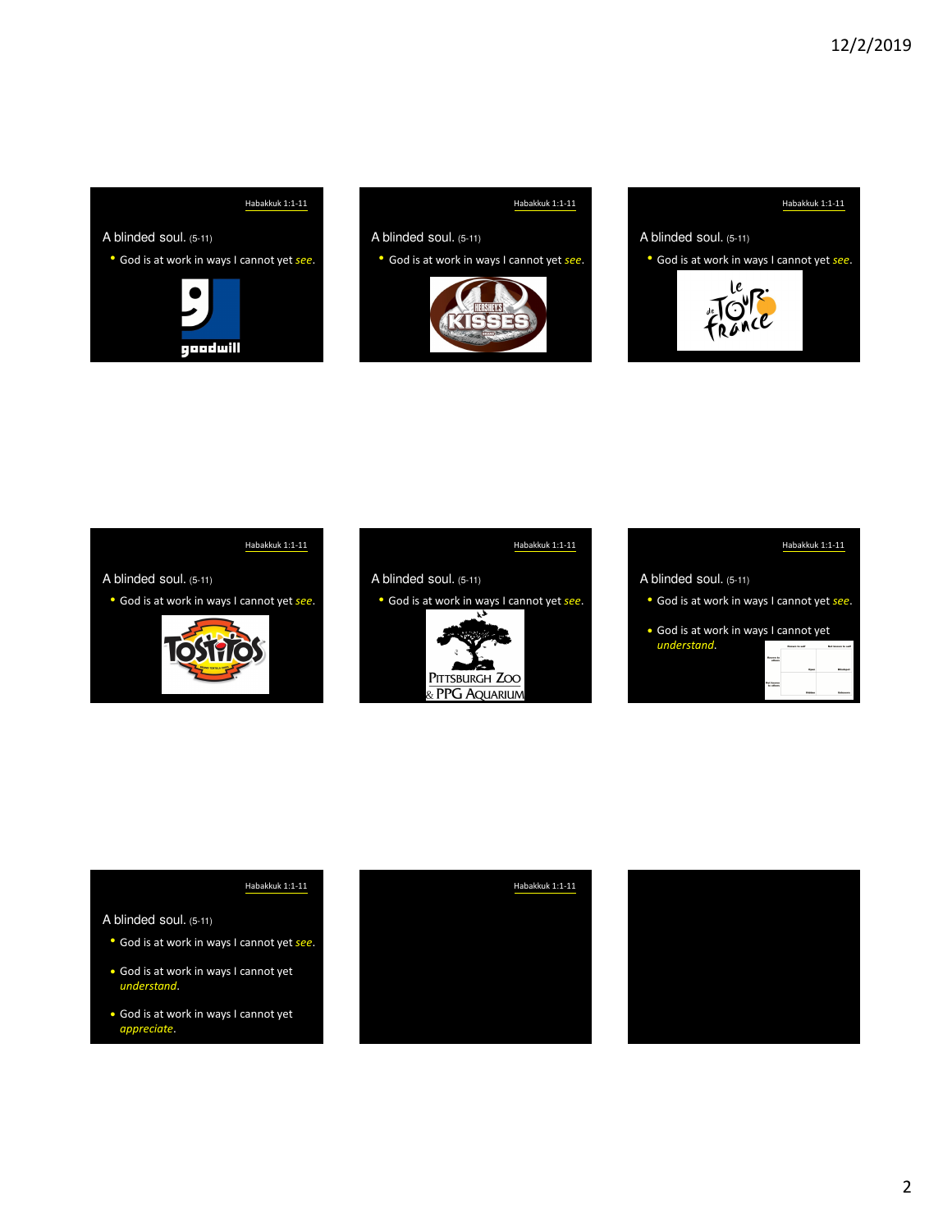Habakkuk 1:1-11

A blinded soul. (5-11)

- God is at work in ways I cannot yet *see*.

Habakkuk 1:1-11

A blinded soul. (5-11)

- God is at work in ways I cannot yet *see*.

Habakkuk 1:1-11

A blinded soul. (5-11)

- God is at work in ways I cannot yet *see*.

Habakkuk 1:1-11

A blinded soul. (5-11)

- God is at work in ways I cannot yet *see*.

Habakkuk 1:1-11

A blinded soul. (5-11)

- God is at work in ways I cannot yet *see*.

Habakkuk 1:1-11

A blinded soul. (5-11)

- God is at work in ways I cannot yet *see*.
- God is at work in ways I cannot yet *understand*.

Habakkuk 1:1-11

A blinded soul. (5-11)

- God is at work in ways I cannot yet *see*.
- God is at work in ways I cannot yet *understand*.
- God is at work in ways I cannot yet *appreciate*.

Habakkuk 1:1-11